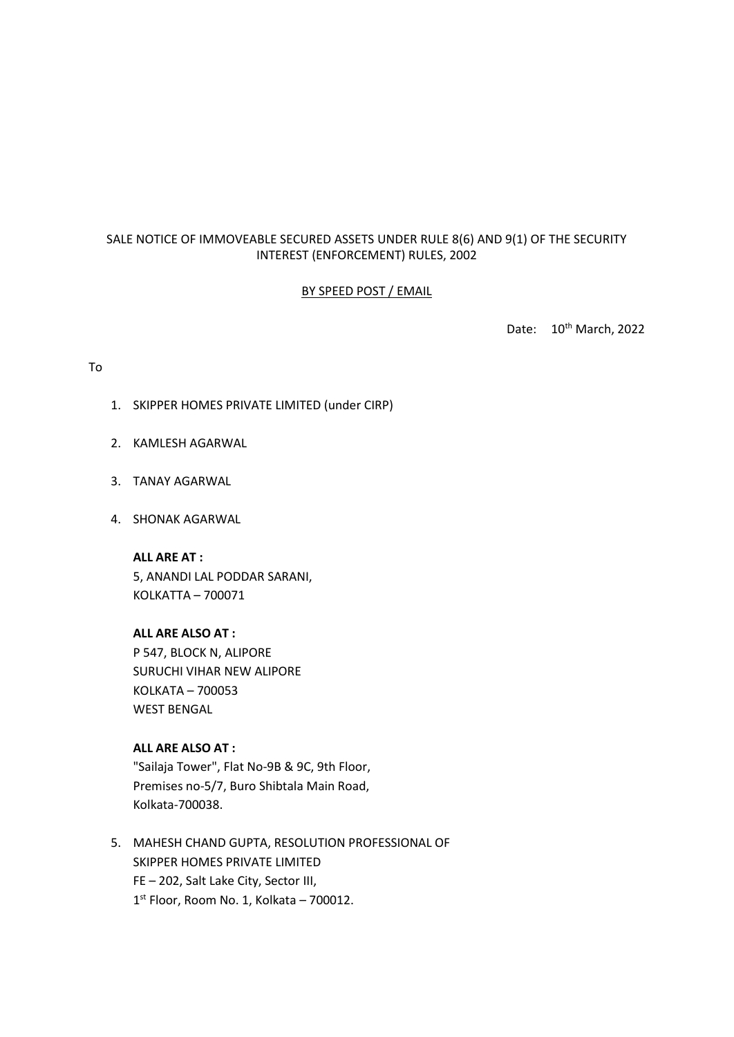SALE NOTICE OF IMMOVEABLE SECURED ASSETS UNDER RULE 8(6) AND 9(1) OF THE SECURITY INTEREST (ENFORCEMENT) RULES, 2002

BY SPEED POST / EMAIL

Date: 10th March, 2022

To

1. SKIPPER HOMES PRIVATE LIMITED (under CIRP)

2. KAMLESH AGARWAL

3. TANAY AGARWAL

4. SHONAK AGARWAL

   **ALL ARE AT :**
   5, ANANDI LAL PODDAR SARANI,
   KOLKATTA – 700071

   **ALL ARE ALSO AT :**
   P 547, BLOCK N, ALIPORE
   SURUCHI VIHAR NEW ALIPORE
   KOLKATA – 700053
   WEST BENGAL

   **ALL ARE ALSO AT :**
   "Sailaja Tower", Flat No-9B & 9C, 9th Floor,
   Premises no-5/7, Buro Shibtala Main Road,
   Kolkata-700038.

5. MAHESH CHAND GUPTA, RESOLUTION PROFESSIONAL OF SKIPPER HOMES PRIVATE LIMITED
   FE – 202, Salt Lake City, Sector III,
   1st Floor, Room No. 1, Kolkata – 700012.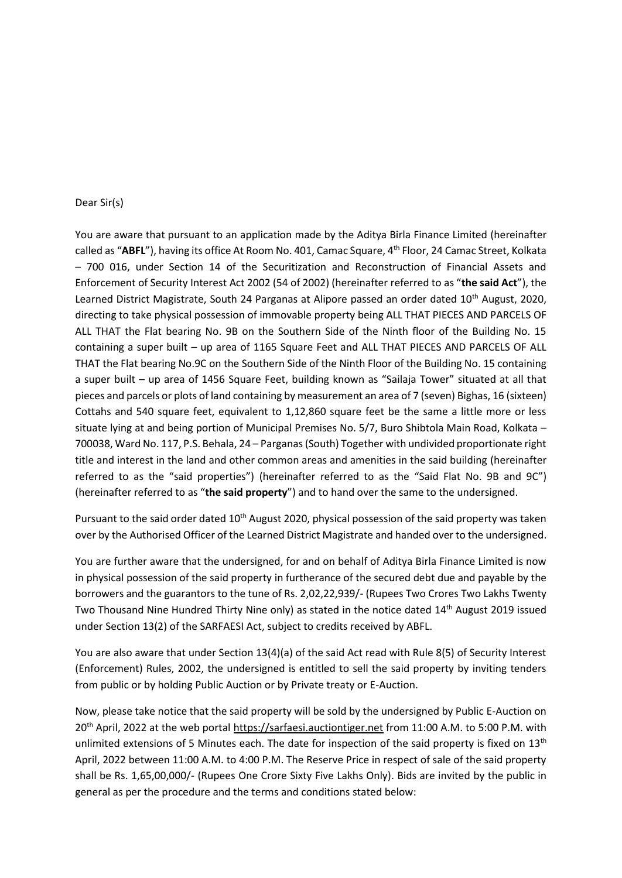Dear Sir(s)

You are aware that pursuant to an application made by the Aditya Birla Finance Limited (hereinafter called as "**ABFL**"), having its office At Room No. 401, Camac Square, 4th Floor, 24 Camac Street, Kolkata – 700 016, under Section 14 of the Securitization and Reconstruction of Financial Assets and Enforcement of Security Interest Act 2002 (54 of 2002) (hereinafter referred to as "**the said Act**"), the Learned District Magistrate, South 24 Parganas at Alipore passed an order dated 10th August, 2020, directing to take physical possession of immovable property being ALL THAT PIECES AND PARCELS OF ALL THAT the Flat bearing No. 9B on the Southern Side of the Ninth floor of the Building No. 15 containing a super built – up area of 1165 Square Feet and ALL THAT PIECES AND PARCELS OF ALL THAT the Flat bearing No.9C on the Southern Side of the Ninth Floor of the Building No. 15 containing a super built – up area of 1456 Square Feet, building known as "Sailaja Tower" situated at all that pieces and parcels or plots of land containing by measurement an area of 7 (seven) Bighas, 16 (sixteen) Cottahs and 540 square feet, equivalent to 1,12,860 square feet be the same a little more or less situate lying at and being portion of Municipal Premises No. 5/7, Buro Shibtola Main Road, Kolkata – 700038, Ward No. 117, P.S. Behala, 24 – Parganas (South) Together with undivided proportionate right title and interest in the land and other common areas and amenities in the said building (hereinafter referred to as the "said properties") (hereinafter referred to as the "Said Flat No. 9B and 9C") (hereinafter referred to as "**the said property**") and to hand over the same to the undersigned.

Pursuant to the said order dated 10th August 2020, physical possession of the said property was taken over by the Authorised Officer of the Learned District Magistrate and handed over to the undersigned.

You are further aware that the undersigned, for and on behalf of Aditya Birla Finance Limited is now in physical possession of the said property in furtherance of the secured debt due and payable by the borrowers and the guarantors to the tune of Rs. 2,02,22,939/- (Rupees Two Crores Two Lakhs Twenty Two Thousand Nine Hundred Thirty Nine only) as stated in the notice dated 14th August 2019 issued under Section 13(2) of the SARFAESI Act, subject to credits received by ABFL.

You are also aware that under Section 13(4)(a) of the said Act read with Rule 8(5) of Security Interest (Enforcement) Rules, 2002, the undersigned is entitled to sell the said property by inviting tenders from public or by holding Public Auction or by Private treaty or E-Auction.

Now, please take notice that the said property will be sold by the undersigned by Public E-Auction on 20th April, 2022 at the web portal https://sarfaesi.auctiontiger.net from 11:00 A.M. to 5:00 P.M. with unlimited extensions of 5 Minutes each. The date for inspection of the said property is fixed on 13th April, 2022 between 11:00 A.M. to 4:00 P.M. The Reserve Price in respect of sale of the said property shall be Rs. 1,65,00,000/- (Rupees One Crore Sixty Five Lakhs Only). Bids are invited by the public in general as per the procedure and the terms and conditions stated below: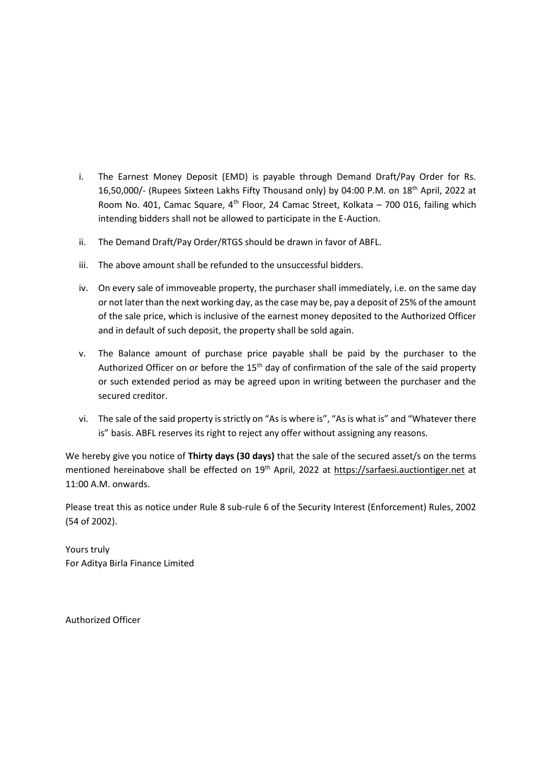i. The Earnest Money Deposit (EMD) is payable through Demand Draft/Pay Order for Rs. 16,50,000/- (Rupees Sixteen Lakhs Fifty Thousand only) by 04:00 P.M. on 18th April, 2022 at Room No. 401, Camac Square, 4th Floor, 24 Camac Street, Kolkata – 700 016, failing which intending bidders shall not be allowed to participate in the E-Auction.

ii. The Demand Draft/Pay Order/RTGS should be drawn in favor of ABFL.

iii. The above amount shall be refunded to the unsuccessful bidders.

iv. On every sale of immoveable property, the purchaser shall immediately, i.e. on the same day or not later than the next working day, as the case may be, pay a deposit of 25% of the amount of the sale price, which is inclusive of the earnest money deposited to the Authorized Officer and in default of such deposit, the property shall be sold again.

v. The Balance amount of purchase price payable shall be paid by the purchaser to the Authorized Officer on or before the 15th day of confirmation of the sale of the said property or such extended period as may be agreed upon in writing between the purchaser and the secured creditor.

vi. The sale of the said property is strictly on "As is where is", "As is what is" and "Whatever there is" basis. ABFL reserves its right to reject any offer without assigning any reasons.

We hereby give you notice of **Thirty days (30 days)** that the sale of the secured asset/s on the terms mentioned hereinabove shall be effected on 19th April, 2022 at https://sarfaesi.auctiontiger.net at 11:00 A.M. onwards.

Please treat this as notice under Rule 8 sub-rule 6 of the Security Interest (Enforcement) Rules, 2002 (54 of 2002).

Yours truly
For Aditya Birla Finance Limited

Authorized Officer